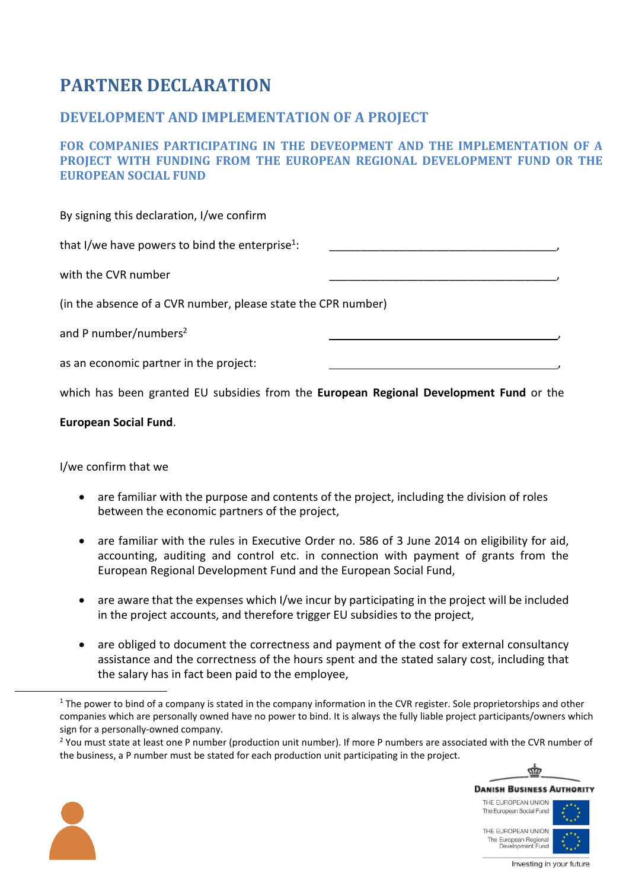# PARTNER DECLARATION

## DEVELOPMENT AND IMPLEMENTATION OF A PROJECT

### FOR COMPANIES PARTICIPATING IN THE DEVEOPMENT AND THE IMPLEMENTATION OF A PROJECT WITH FUNDING FROM THE EUROPEAN REGIONAL DEVELOPMENT FUND OR THE EUROPEAN SOCIAL FUND

By signing this declaration, I/we confirm

that I/we have powers to bind the enterprise[1]: ______________________________________,

with the CVR number ______________________________________,

(in the absence of a CVR number, please state the CPR number)

and P number/numbers[2] ______________________________________,

as an economic partner in the project: ______________________________________,

which has been granted EU subsidies from the **European Regional Development Fund** or the **European Social Fund**.

I/we confirm that we

- are familiar with the purpose and contents of the project, including the division of roles between the economic partners of the project,
- are familiar with the rules in Executive Order no. 586 of 3 June 2014 on eligibility for aid, accounting, auditing and control etc. in connection with payment of grants from the European Regional Development Fund and the European Social Fund,
- are aware that the expenses which I/we incur by participating in the project will be included in the project accounts, and therefore trigger EU subsidies to the project,
- are obliged to document the correctness and payment of the cost for external consultancy assistance and the correctness of the hours spent and the stated salary cost, including that the salary has in fact been paid to the employee,

[1] The power to bind of a company is stated in the company information in the CVR register. Sole proprietorships and other companies which are personally owned have no power to bind. It is always the fully liable project participants/owners which sign for a personally-owned company.

[2] You must state at least one P number (production unit number). If more P numbers are associated with the CVR number of the business, a P number must be stated for each production unit participating in the project.

Danish Business Authority

THE EUROPEAN UNION
The European Social Fund

THE EUROPEAN UNION
The European Regional Development Fund

Investing in your future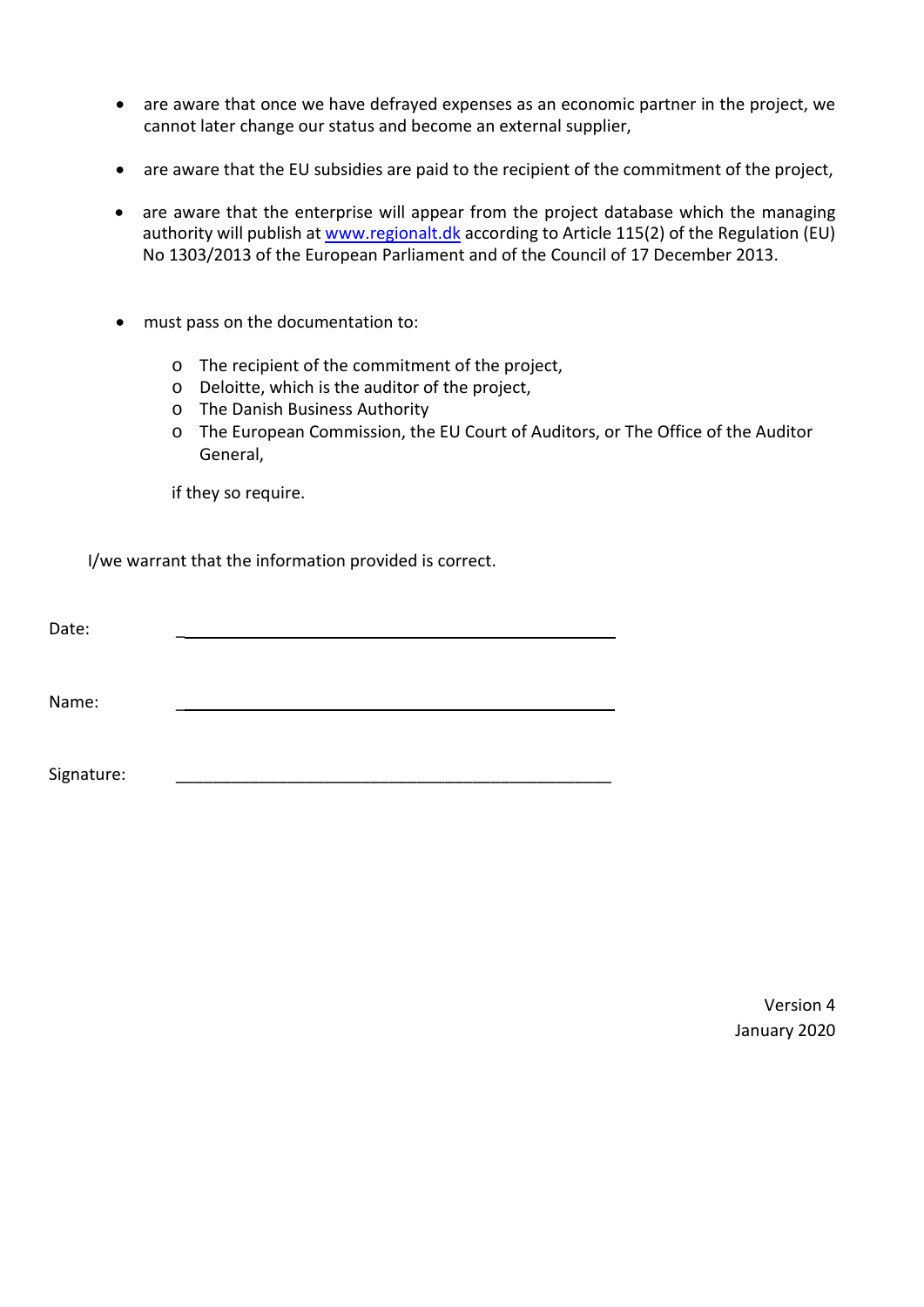- are aware that once we have defrayed expenses as an economic partner in the project, we cannot later change our status and become an external supplier,

- are aware that the EU subsidies are paid to the recipient of the commitment of the project,

- are aware that the enterprise will appear from the project database which the managing authority will publish at [www.regionalt.dk](http://www.regionalt.dk) according to Article 115(2) of the Regulation (EU) No 1303/2013 of the European Parliament and of the Council of 17 December 2013.

- must pass on the documentation to:

  - The recipient of the commitment of the project,
  - Deloitte, which is the auditor of the project,
  - The Danish Business Authority
  - The European Commission, the EU Court of Auditors, or The Office of the Auditor General,

  if they so require.

I/we warrant that the information provided is correct.

Date: ___________________________________________________

Name: ___________________________________________________

Signature: ___________________________________________________

Version 4
January 2020